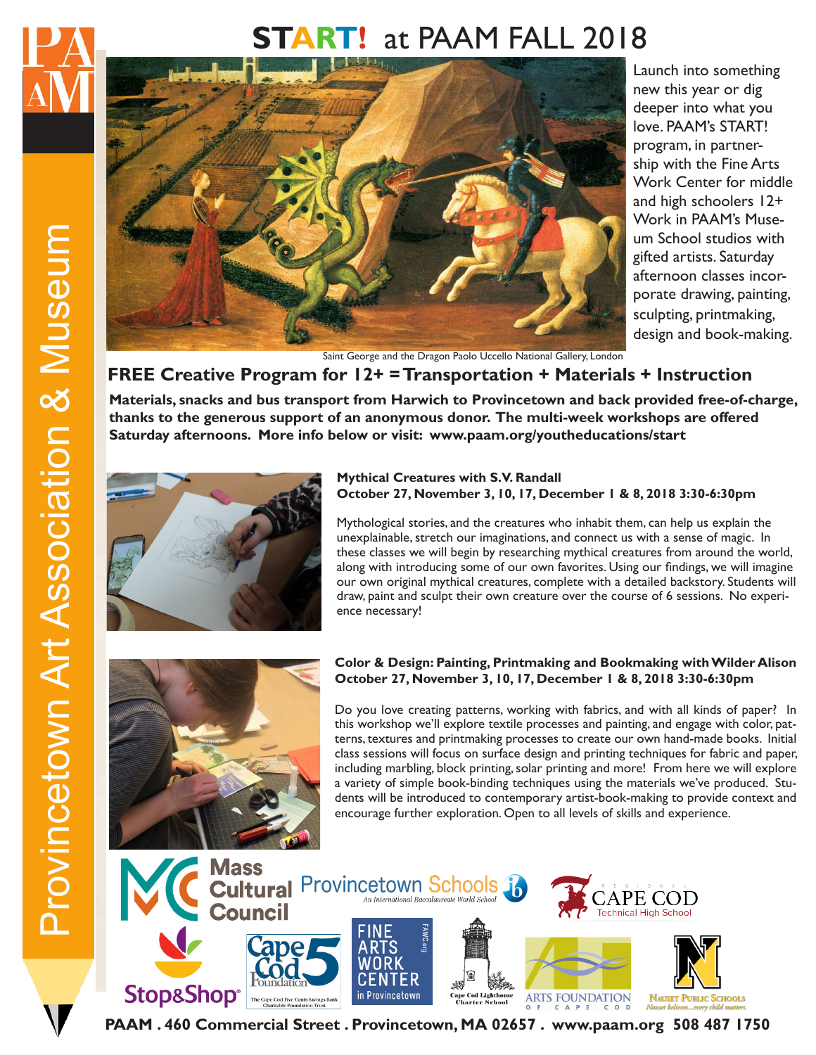# START! at PAAM FALL 2018

Launch into something new this year or dig deeper into what you love. PAAM's START! program, in partnership with the Fine Arts Work Center for middle and high schoolers 12+ Work in PAAM's Museum School studios with gifted artists. Saturday afternoon classes incorporate drawing, painting, sculpting, printmaking, design and book-making.

Saint George and the Dragon Paolo Uccello National Gallery, London

## FREE Creative Program for 12+ = Transportation + Materials + Instruction

**Materials, snacks and bus transport from Harwich to Provincetown and back provided free-of-charge, thanks to the generous support of an anonymous donor. The multi-week workshops are offered Saturday afternoons. More info below or visit: www.paam.org/youtheducations/start**

### Mythical Creatures with S.V. Randall
**October 27, November 3, 10, 17, December 1 & 8, 2018 3:30-6:30pm**

Mythological stories, and the creatures who inhabit them, can help us explain the unexplainable, stretch our imaginations, and connect us with a sense of magic. In these classes we will begin by researching mythical creatures from around the world, along with introducing some of our own favorites. Using our findings, we will imagine our own original mythical creatures, complete with a detailed backstory. Students will draw, paint and sculpt their own creature over the course of 6 sessions. No experience necessary!

### Color & Design: Painting, Printmaking and Bookmaking with Wilder Alison
**October 27, November 3, 10, 17, December 1 & 8, 2018 3:30-6:30pm**

Do you love creating patterns, working with fabrics, and with all kinds of paper? In this workshop we'll explore textile processes and painting, and engage with color, patterns, textures and printmaking processes to create our own hand-made books. Initial class sessions will focus on surface design and printing techniques for fabric and paper, including marbling, block printing, solar printing and more! From here we will explore a variety of simple book-binding techniques using the materials we've produced. Students will be introduced to contemporary artist-book-making to provide context and encourage further exploration. Open to all levels of skills and experience.

Mass Cultural Council · Provincetown Schools – An International Baccalaureate World School · Cape Cod Regional Technical High School · Stop&Shop · Cape Cod 5 Foundation – The Cape Cod Five Cents Savings Bank Charitable Foundation Trust · Fine Arts Work Center in Provincetown · Cape Cod Lighthouse Charter School · Arts Foundation of Cape Cod · Nauset Public Schools – Nauset believes...every child matters.

Provincetown Art Association & Museum

**PAAM . 460 Commercial Street . Provincetown, MA 02657 . www.paam.org 508 487 1750**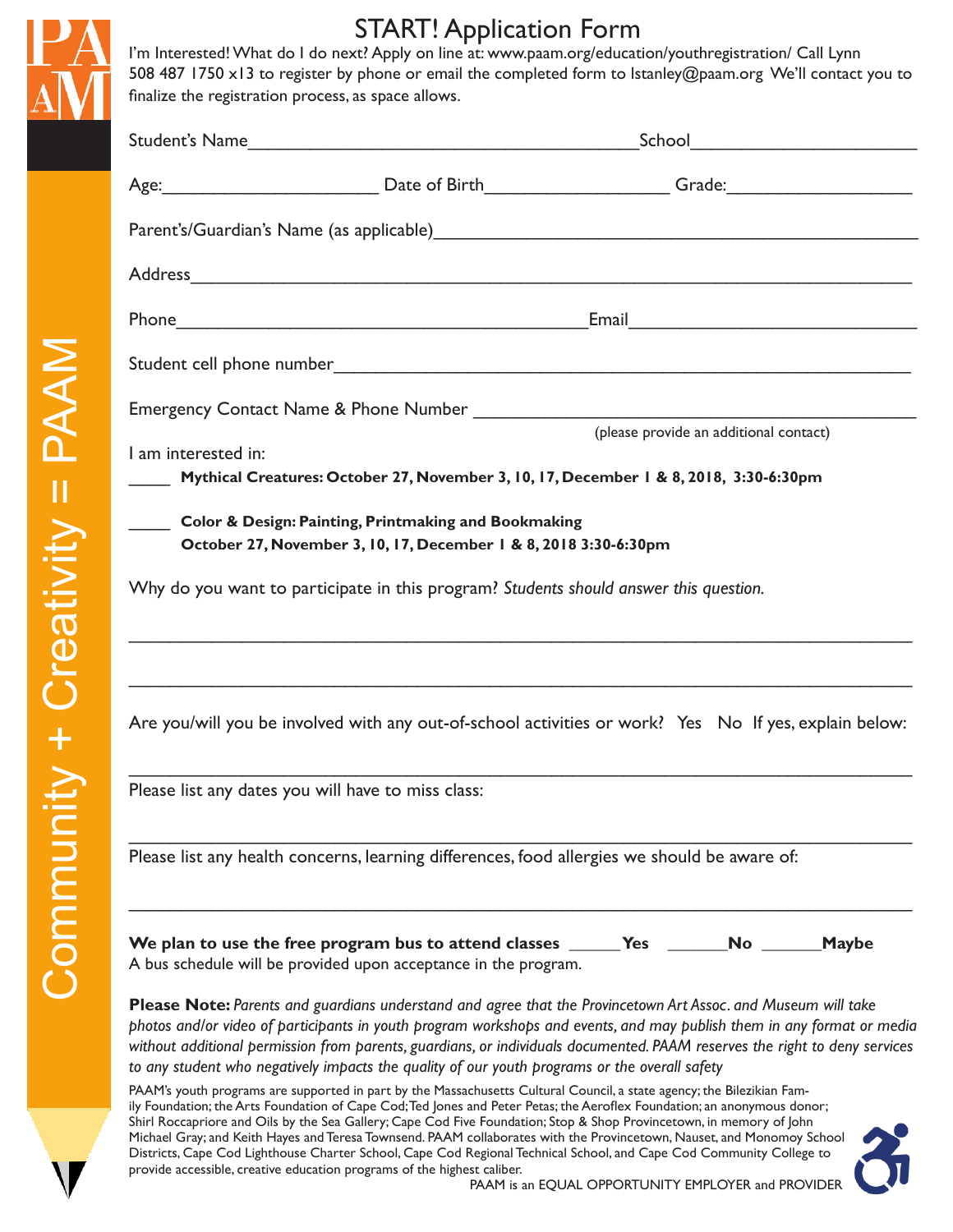# START! Application Form

I'm Interested! What do I do next? Apply on line at: www.paam.org/education/youthregistration/ Call Lynn 508 487 1750 x13 to register by phone or email the completed form to lstanley@paam.org We'll contact you to finalize the registration process, as space allows.

Student's Name_______________________________________ School_______________________

Age:_____________________ Date of Birth___________________ Grade:___________________

Parent's/Guardian's Name (as applicable)_______________________________________________

Address_______________________________________________________________________

Phone____________________________________________ Email____________________________

Student cell phone number______________________________________________________

Emergency Contact Name & Phone Number ____________________________________________
(please provide an additional contact)

I am interested in:

____ **Mythical Creatures: October 27, November 3, 10, 17, December 1 & 8, 2018, 3:30-6:30pm**

____ **Color & Design: Painting, Printmaking and Bookmaking**
**October 27, November 3, 10, 17, December 1 & 8, 2018 3:30-6:30pm**

Why do you want to participate in this program? *Students should answer this question.*

_______________________________________________________________________________

_______________________________________________________________________________

Are you/will you be involved with any out-of-school activities or work? Yes No If yes, explain below:

_______________________________________________________________________________

Please list any dates you will have to miss class:

_______________________________________________________________________________

Please list any health concerns, learning differences, food allergies we should be aware of:

_______________________________________________________________________________

**We plan to use the free program bus to attend classes _____Yes ______No ______Maybe**
A bus schedule will be provided upon acceptance in the program.

**Please Note:** *Parents and guardians understand and agree that the Provincetown Art Assoc. and Museum will take photos and/or video of participants in youth program workshops and events, and may publish them in any format or media without additional permission from parents, guardians, or individuals documented. PAAM reserves the right to deny services to any student who negatively impacts the quality of our youth programs or the overall safety*

PAAM's youth programs are supported in part by the Massachusetts Cultural Council, a state agency; the Bilezikian Family Foundation; the Arts Foundation of Cape Cod; Ted Jones and Peter Petas; the Aeroflex Foundation; an anonymous donor; Shirl Roccapriore and Oils by the Sea Gallery; Cape Cod Five Foundation; Stop & Shop Provincetown, in memory of John Michael Gray; and Keith Hayes and Teresa Townsend. PAAM collaborates with the Provincetown, Nauset, and Monomoy School Districts, Cape Cod Lighthouse Charter School, Cape Cod Regional Technical School, and Cape Cod Community College to provide accessible, creative education programs of the highest caliber.

PAAM is an EQUAL OPPORTUNITY EMPLOYER and PROVIDER

Community + Creativity = PAAM